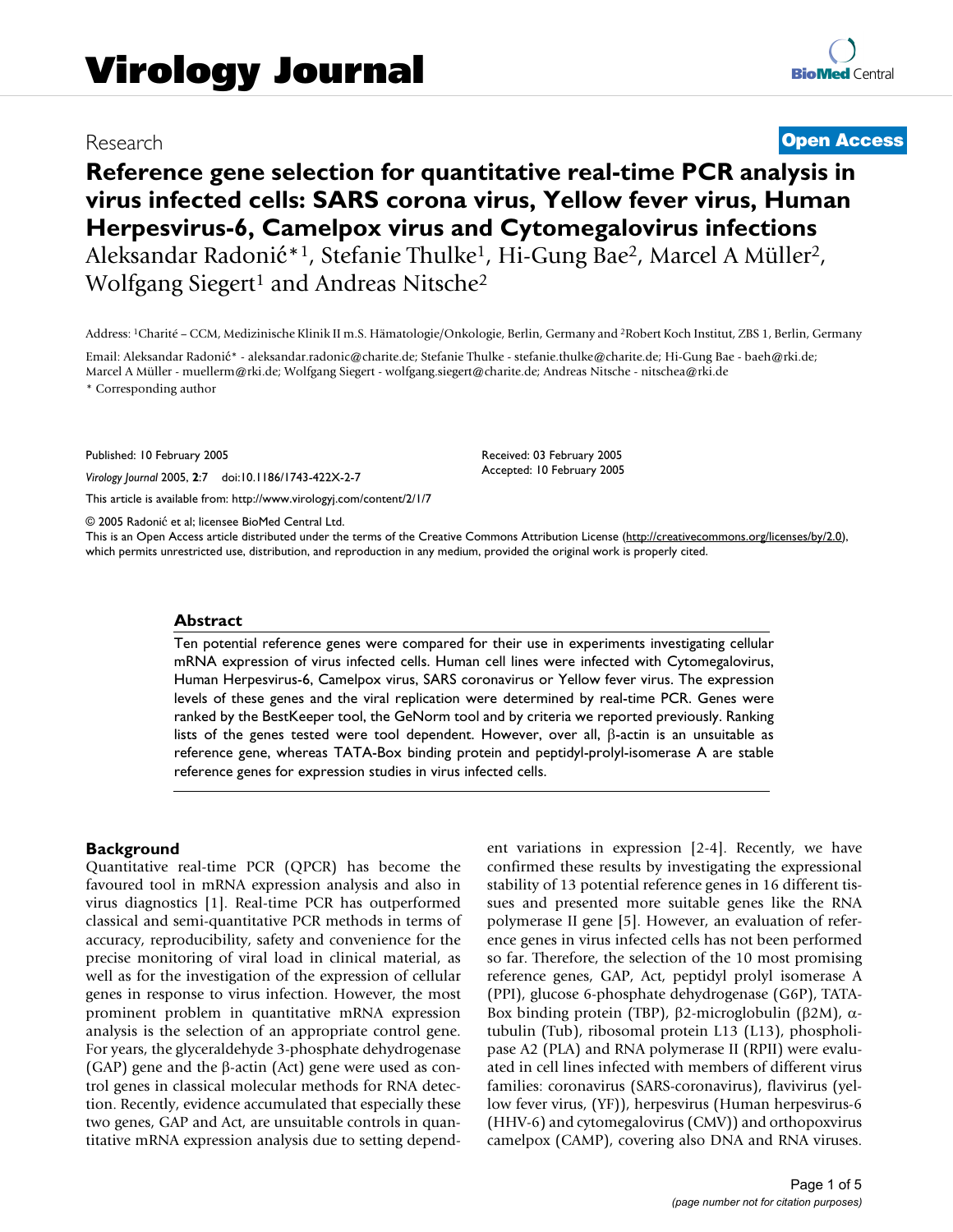# Reference gene selection for quantitative real-time PCR analysis in virus infected cells: SARS corona virus, Yellow fever virus, Human Herpesvirus-6, Camelpox virus and Cytomegalovirus infections

Aleksandar Radonić*[1], Stefanie Thulke[1], Hi-Gung Bae[2], Marcel A Müller[2], Wolfgang Siegert[1] and Andreas Nitsche[2]

Address: [1]Charité – CCM, Medizinische Klinik II m.S. Hämatologie/Onkologie, Berlin, Germany and [2]Robert Koch Institut, ZBS 1, Berlin, Germany

Email: Aleksandar Radonić* - aleksandar.radonic@charite.de; Stefanie Thulke - stefanie.thulke@charite.de; Hi-Gung Bae - baeh@rki.de; Marcel A Müller - muellerm@rki.de; Wolfgang Siegert - wolfgang.siegert@charite.de; Andreas Nitsche - nitschea@rki.de

* Corresponding author

Published: 10 February 2005

*Virology Journal* 2005, **2**:7 doi:10.1186/1743-422X-2-7

Received: 03 February 2005

Accepted: 10 February 2005

This article is available from: http://www.virologyj.com/content/2/1/7

© 2005 Radonić et al; licensee BioMed Central Ltd.

This is an Open Access article distributed under the terms of the Creative Commons Attribution License (http://creativecommons.org/licenses/by/2.0), which permits unrestricted use, distribution, and reproduction in any medium, provided the original work is properly cited.

## Abstract

Ten potential reference genes were compared for their use in experiments investigating cellular mRNA expression of virus infected cells. Human cell lines were infected with Cytomegalovirus, Human Herpesvirus-6, Camelpox virus, SARS coronavirus or Yellow fever virus. The expression levels of these genes and the viral replication were determined by real-time PCR. Genes were ranked by the BestKeeper tool, the GeNorm tool and by criteria we reported previously. Ranking lists of the genes tested were tool dependent. However, over all, β-actin is an unsuitable as reference gene, whereas TATA-Box binding protein and peptidyl-prolyl-isomerase A are stable reference genes for expression studies in virus infected cells.

## Background

Quantitative real-time PCR (QPCR) has become the favoured tool in mRNA expression analysis and also in virus diagnostics [1]. Real-time PCR has outperformed classical and semi-quantitative PCR methods in terms of accuracy, reproducibility, safety and convenience for the precise monitoring of viral load in clinical material, as well as for the investigation of the expression of cellular genes in response to virus infection. However, the most prominent problem in quantitative mRNA expression analysis is the selection of an appropriate control gene. For years, the glyceraldehyde 3-phosphate dehydrogenase (GAP) gene and the β-actin (Act) gene were used as control genes in classical molecular methods for RNA detection. Recently, evidence accumulated that especially these two genes, GAP and Act, are unsuitable controls in quantitative mRNA expression analysis due to setting dependent variations in expression [2-4]. Recently, we have confirmed these results by investigating the expressional stability of 13 potential reference genes in 16 different tissues and presented more suitable genes like the RNA polymerase II gene [5]. However, an evaluation of reference genes in virus infected cells has not been performed so far. Therefore, the selection of the 10 most promising reference genes, GAP, Act, peptidyl prolyl isomerase A (PPI), glucose 6-phosphate dehydrogenase (G6P), TATA-Box binding protein (TBP), β2-microglobulin (β2M), α-tubulin (Tub), ribosomal protein L13 (L13), phospholipase A2 (PLA) and RNA polymerase II (RPII) were evaluated in cell lines infected with members of different virus families: coronavirus (SARS-coronavirus), flavivirus (yellow fever virus, (YF)), herpesvirus (Human herpesvirus-6 (HHV-6) and cytomegalovirus (CMV)) and orthopoxvirus camelpox (CAMP), covering also DNA and RNA viruses.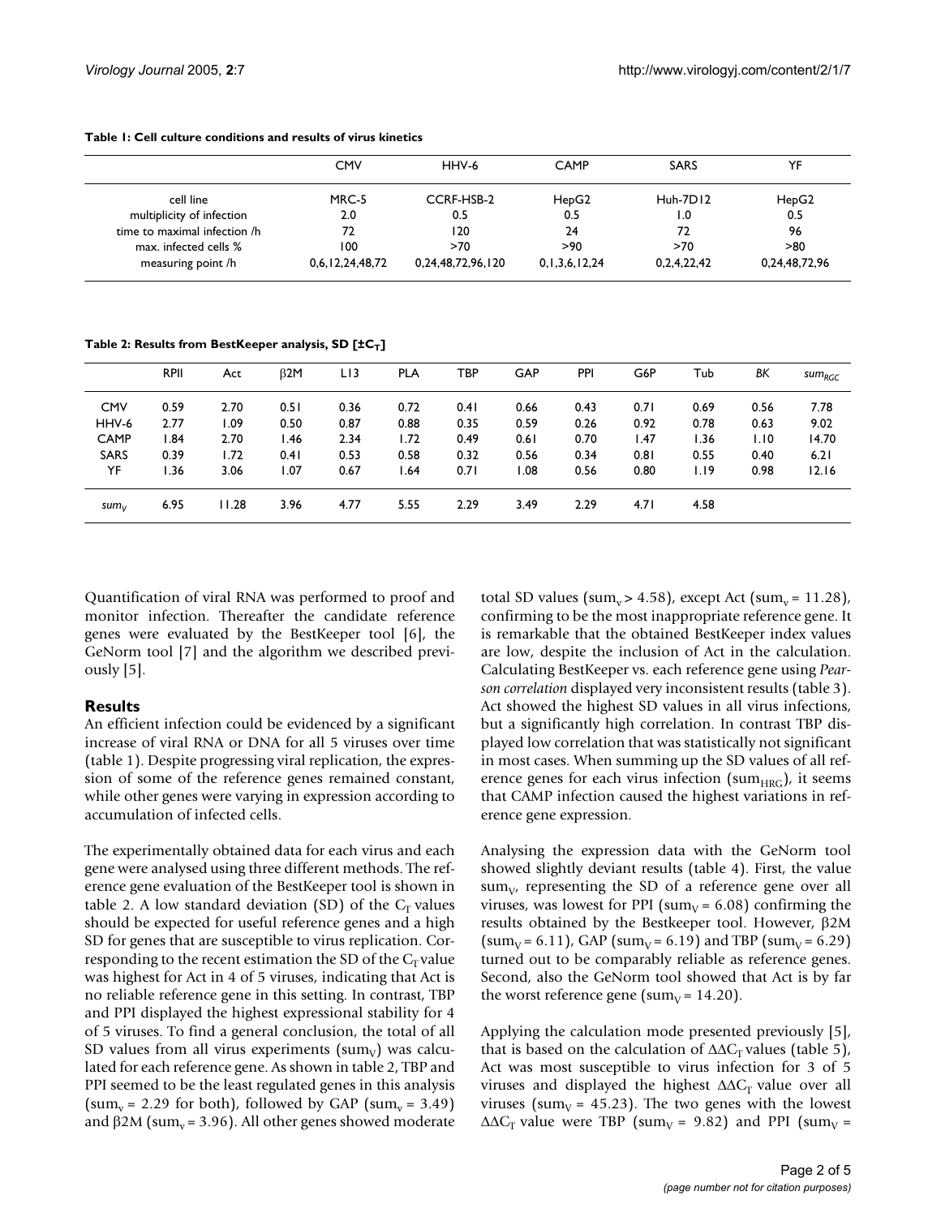**Table 1: Cell culture conditions and results of virus kinetics**

| | CMV | HHV-6 | CAMP | SARS | YF |
|---|---|---|---|---|---|
| cell line | MRC-5 | CCRF-HSB-2 | HepG2 | Huh-7D12 | HepG2 |
| multiplicity of infection | 2.0 | 0.5 | 0.5 | 1.0 | 0.5 |
| time to maximal infection /h | 72 | 120 | 24 | 72 | 96 |
| max. infected cells % | 100 | >70 | >90 | >70 | >80 |
| measuring point /h | 0,6,12,24,48,72 | 0,24,48,72,96,120 | 0,1,3,6,12,24 | 0,2,4,22,42 | 0,24,48,72,96 |

**Table 2: Results from BestKeeper analysis, SD [$\pm C_T$]**

| | RPII | Act | β2M | L13 | PLA | TBP | GAP | PPI | G6P | Tub | *BK* | $sum_{RGC}$ |
|---|---|---|---|---|---|---|---|---|---|---|---|---|
| CMV | 0.59 | 2.70 | 0.51 | 0.36 | 0.72 | 0.41 | 0.66 | 0.43 | 0.71 | 0.69 | 0.56 | 7.78 |
| HHV-6 | 2.77 | 1.09 | 0.50 | 0.87 | 0.88 | 0.35 | 0.59 | 0.26 | 0.92 | 0.78 | 0.63 | 9.02 |
| CAMP | 1.84 | 2.70 | 1.46 | 2.34 | 1.72 | 0.49 | 0.61 | 0.70 | 1.47 | 1.36 | 1.10 | 14.70 |
| SARS | 0.39 | 1.72 | 0.41 | 0.53 | 0.58 | 0.32 | 0.56 | 0.34 | 0.81 | 0.55 | 0.40 | 6.21 |
| YF | 1.36 | 3.06 | 1.07 | 0.67 | 1.64 | 0.71 | 1.08 | 0.56 | 0.80 | 1.19 | 0.98 | 12.16 |
| $sum_V$ | 6.95 | 11.28 | 3.96 | 4.77 | 5.55 | 2.29 | 3.49 | 2.29 | 4.71 | 4.58 | | |

Quantification of viral RNA was performed to proof and monitor infection. Thereafter the candidate reference genes were evaluated by the BestKeeper tool [6], the GeNorm tool [7] and the algorithm we described previously [5].

## Results

An efficient infection could be evidenced by a significant increase of viral RNA or DNA for all 5 viruses over time (table 1). Despite progressing viral replication, the expression of some of the reference genes remained constant, while other genes were varying in expression according to accumulation of infected cells.

The experimentally obtained data for each virus and each gene were analysed using three different methods. The reference gene evaluation of the BestKeeper tool is shown in table 2. A low standard deviation (SD) of the $C_T$ values should be expected for useful reference genes and a high SD for genes that are susceptible to virus replication. Corresponding to the recent estimation the SD of the $C_T$ value was highest for Act in 4 of 5 viruses, indicating that Act is no reliable reference gene in this setting. In contrast, TBP and PPI displayed the highest expressional stability for 4 of 5 viruses. To find a general conclusion, the total of all SD values from all virus experiments ($sum_V$) was calculated for each reference gene. As shown in table 2, TBP and PPI seemed to be the least regulated genes in this analysis ($sum_v$ = 2.29 for both), followed by GAP ($sum_v$ = 3.49) and β2M ($sum_v$ = 3.96). All other genes showed moderate total SD values ($sum_v$ > 4.58), except Act ($sum_v$ = 11.28), confirming to be the most inappropriate reference gene. It is remarkable that the obtained BestKeeper index values are low, despite the inclusion of Act in the calculation. Calculating BestKeeper vs. each reference gene using *Pearson correlation* displayed very inconsistent results (table 3). Act showed the highest SD values in all virus infections, but a significantly high correlation. In contrast TBP displayed low correlation that was statistically not significant in most cases. When summing up the SD values of all reference genes for each virus infection ($sum_{HRG}$), it seems that CAMP infection caused the highest variations in reference gene expression.

Analysing the expression data with the GeNorm tool showed slightly deviant results (table 4). First, the value $sum_V$, representing the SD of a reference gene over all viruses, was lowest for PPI ($sum_V$ = 6.08) confirming the results obtained by the Bestkeeper tool. However, β2M ($sum_V$ = 6.11), GAP ($sum_V$ = 6.19) and TBP ($sum_V$ = 6.29) turned out to be comparably reliable as reference genes. Second, also the GeNorm tool showed that Act is by far the worst reference gene ($sum_V$ = 14.20).

Applying the calculation mode presented previously [5], that is based on the calculation of $\Delta\Delta C_T$ values (table 5), Act was most susceptible to virus infection for 3 of 5 viruses and displayed the highest $\Delta\Delta C_T$ value over all viruses ($sum_V$ = 45.23). The two genes with the lowest $\Delta\Delta C_T$ value were TBP ($sum_V$ = 9.82) and PPI ($sum_V$ =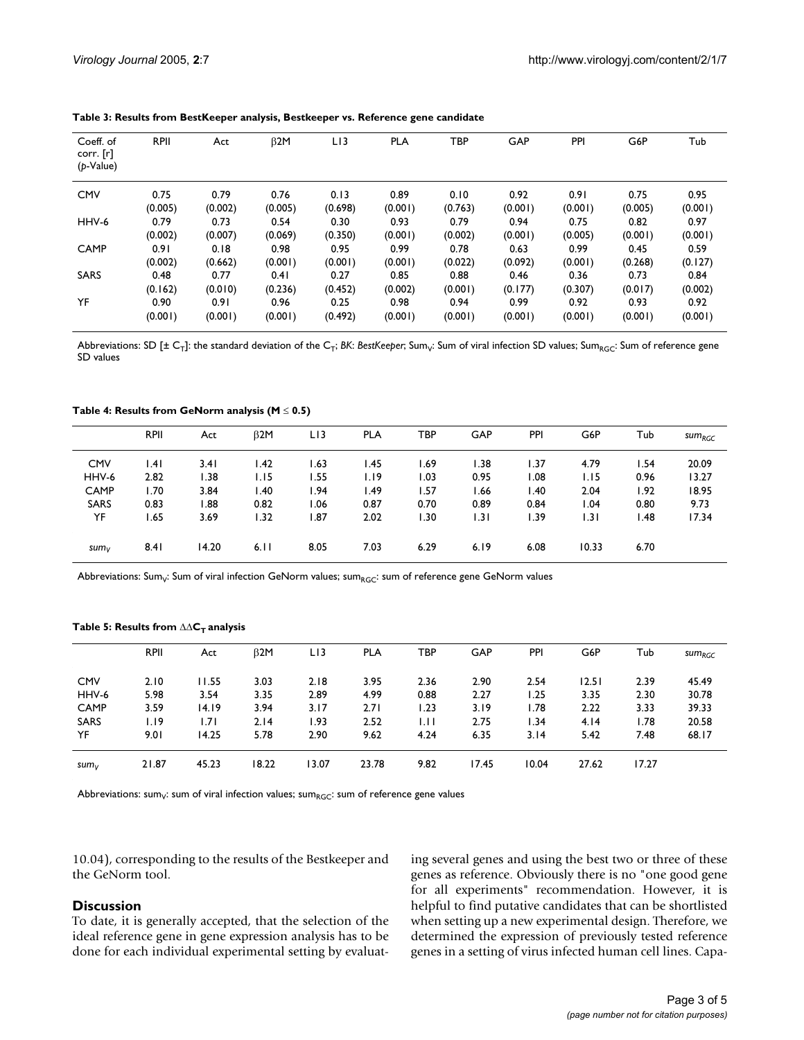**Table 3: Results from BestKeeper analysis, Bestkeeper vs. Reference gene candidate**

| Coeff. of corr. [r] (p-Value) | RPII | Act | β2M | L13 | PLA | TBP | GAP | PPI | G6P | Tub |
| --- | --- | --- | --- | --- | --- | --- | --- | --- | --- | --- |
| CMV | 0.75 (0.005) | 0.79 (0.002) | 0.76 (0.005) | 0.13 (0.698) | 0.89 (0.001) | 0.10 (0.763) | 0.92 (0.001) | 0.91 (0.001) | 0.75 (0.005) | 0.95 (0.001) |
| HHV-6 | 0.79 (0.002) | 0.73 (0.007) | 0.54 (0.069) | 0.30 (0.350) | 0.93 (0.001) | 0.79 (0.002) | 0.94 (0.001) | 0.75 (0.005) | 0.82 (0.001) | 0.97 (0.001) |
| CAMP | 0.91 (0.002) | 0.18 (0.662) | 0.98 (0.001) | 0.95 (0.001) | 0.99 (0.001) | 0.78 (0.022) | 0.63 (0.092) | 0.99 (0.001) | 0.45 (0.268) | 0.59 (0.127) |
| SARS | 0.48 (0.162) | 0.77 (0.010) | 0.41 (0.236) | 0.27 (0.452) | 0.85 (0.002) | 0.88 (0.001) | 0.46 (0.177) | 0.36 (0.307) | 0.73 (0.017) | 0.84 (0.002) |
| YF | 0.90 (0.001) | 0.91 (0.001) | 0.96 (0.001) | 0.25 (0.492) | 0.98 (0.001) | 0.94 (0.001) | 0.99 (0.001) | 0.92 (0.001) | 0.93 (0.001) | 0.92 (0.001) |

Abbreviations: SD [± $C_T$]: the standard deviation of the $C_T$; *BK: BestKeeper*; $Sum_V$: Sum of viral infection SD values; $Sum_{RGC}$: Sum of reference gene SD values

**Table 4: Results from GeNorm analysis (M ≤ 0.5)**

| | RPII | Act | β2M | L13 | PLA | TBP | GAP | PPI | G6P | Tub | $sum_{RGC}$ |
| --- | --- | --- | --- | --- | --- | --- | --- | --- | --- | --- | --- |
| CMV | 1.41 | 3.41 | 1.42 | 1.63 | 1.45 | 1.69 | 1.38 | 1.37 | 4.79 | 1.54 | 20.09 |
| HHV-6 | 2.82 | 1.38 | 1.15 | 1.55 | 1.19 | 1.03 | 0.95 | 1.08 | 1.15 | 0.96 | 13.27 |
| CAMP | 1.70 | 3.84 | 1.40 | 1.94 | 1.49 | 1.57 | 1.66 | 1.40 | 2.04 | 1.92 | 18.95 |
| SARS | 0.83 | 1.88 | 0.82 | 1.06 | 0.87 | 0.70 | 0.89 | 0.84 | 1.04 | 0.80 | 9.73 |
| YF | 1.65 | 3.69 | 1.32 | 1.87 | 2.02 | 1.30 | 1.31 | 1.39 | 1.31 | 1.48 | 17.34 |
| $sum_V$ | 8.41 | 14.20 | 6.11 | 8.05 | 7.03 | 6.29 | 6.19 | 6.08 | 10.33 | 6.70 | |

Abbreviations: $Sum_V$: Sum of viral infection GeNorm values; $sum_{RGC}$: sum of reference gene GeNorm values

**Table 5: Results from $\Delta\Delta C_T$ analysis**

| | RPII | Act | β2M | L13 | PLA | TBP | GAP | PPI | G6P | Tub | $sum_{RGC}$ |
| --- | --- | --- | --- | --- | --- | --- | --- | --- | --- | --- | --- |
| CMV | 2.10 | 11.55 | 3.03 | 2.18 | 3.95 | 2.36 | 2.90 | 2.54 | 12.51 | 2.39 | 45.49 |
| HHV-6 | 5.98 | 3.54 | 3.35 | 2.89 | 4.99 | 0.88 | 2.27 | 1.25 | 3.35 | 2.30 | 30.78 |
| CAMP | 3.59 | 14.19 | 3.94 | 3.17 | 2.71 | 1.23 | 3.19 | 1.78 | 2.22 | 3.33 | 39.33 |
| SARS | 1.19 | 1.71 | 2.14 | 1.93 | 2.52 | 1.11 | 2.75 | 1.34 | 4.14 | 1.78 | 20.58 |
| YF | 9.01 | 14.25 | 5.78 | 2.90 | 9.62 | 4.24 | 6.35 | 3.14 | 5.42 | 7.48 | 68.17 |
| $sum_V$ | 21.87 | 45.23 | 18.22 | 13.07 | 23.78 | 9.82 | 17.45 | 10.04 | 27.62 | 17.27 | |

Abbreviations: $sum_V$: sum of viral infection values; $sum_{RGC}$: sum of reference gene values

10.04), corresponding to the results of the Bestkeeper and the GeNorm tool.

## Discussion

To date, it is generally accepted, that the selection of the ideal reference gene in gene expression analysis has to be done for each individual experimental setting by evaluating several genes and using the best two or three of these genes as reference. Obviously there is no "one good gene for all experiments" recommendation. However, it is helpful to find putative candidates that can be shortlisted when setting up a new experimental design. Therefore, we determined the expression of previously tested reference genes in a setting of virus infected human cell lines. Capa-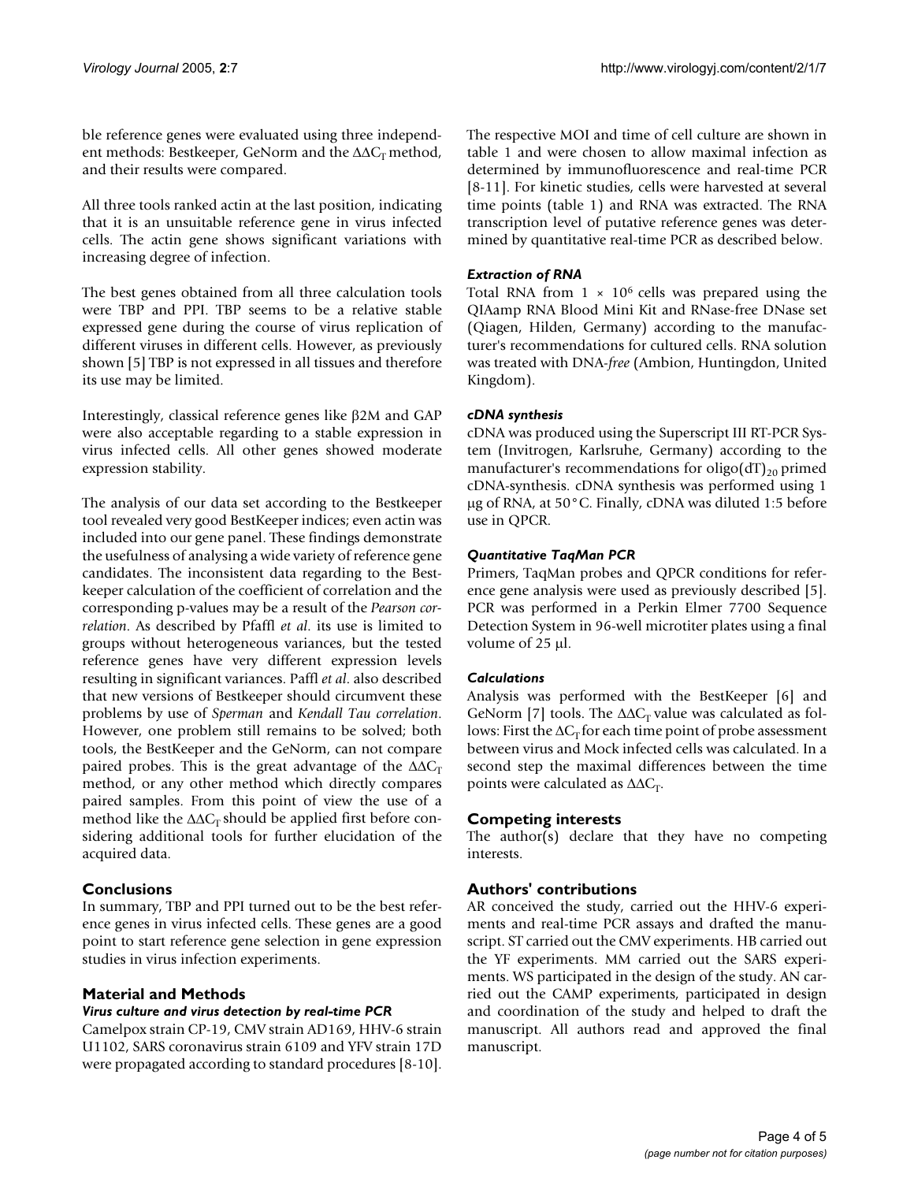ble reference genes were evaluated using three independent methods: Bestkeeper, GeNorm and the $\Delta\Delta C_T$ method, and their results were compared.

All three tools ranked actin at the last position, indicating that it is an unsuitable reference gene in virus infected cells. The actin gene shows significant variations with increasing degree of infection.

The best genes obtained from all three calculation tools were TBP and PPI. TBP seems to be a relative stable expressed gene during the course of virus replication of different viruses in different cells. However, as previously shown [5] TBP is not expressed in all tissues and therefore its use may be limited.

Interestingly, classical reference genes like β2M and GAP were also acceptable regarding to a stable expression in virus infected cells. All other genes showed moderate expression stability.

The analysis of our data set according to the Bestkeeper tool revealed very good BestKeeper indices; even actin was included into our gene panel. These findings demonstrate the usefulness of analysing a wide variety of reference gene candidates. The inconsistent data regarding to the Bestkeeper calculation of the coefficient of correlation and the corresponding p-values may be a result of the *Pearson correlation*. As described by Pfaffl *et al*. its use is limited to groups without heterogeneous variances, but the tested reference genes have very different expression levels resulting in significant variances. Paffl *et al*. also described that new versions of Bestkeeper should circumvent these problems by use of *Sperman* and *Kendall Tau correlation*. However, one problem still remains to be solved; both tools, the BestKeeper and the GeNorm, can not compare paired probes. This is the great advantage of the $\Delta\Delta C_T$ method, or any other method which directly compares paired samples. From this point of view the use of a method like the $\Delta\Delta C_T$ should be applied first before considering additional tools for further elucidation of the acquired data.

## Conclusions

In summary, TBP and PPI turned out to be the best reference genes in virus infected cells. These genes are a good point to start reference gene selection in gene expression studies in virus infection experiments.

## Material and Methods

### *Virus culture and virus detection by real-time PCR*

Camelpox strain CP-19, CMV strain AD169, HHV-6 strain U1102, SARS coronavirus strain 6109 and YFV strain 17D were propagated according to standard procedures [8-10]. The respective MOI and time of cell culture are shown in table 1 and were chosen to allow maximal infection as determined by immunofluorescence and real-time PCR [8-11]. For kinetic studies, cells were harvested at several time points (table 1) and RNA was extracted. The RNA transcription level of putative reference genes was determined by quantitative real-time PCR as described below.

### *Extraction of RNA*

Total RNA from $1 \times 10^6$ cells was prepared using the QIAamp RNA Blood Mini Kit and RNase-free DNase set (Qiagen, Hilden, Germany) according to the manufacturer's recommendations for cultured cells. RNA solution was treated with DNA-*free* (Ambion, Huntingdon, United Kingdom).

### *cDNA synthesis*

cDNA was produced using the Superscript III RT-PCR System (Invitrogen, Karlsruhe, Germany) according to the manufacturer's recommendations for oligo$(dT)_{20}$ primed cDNA-synthesis. cDNA synthesis was performed using 1 μg of RNA, at 50°C. Finally, cDNA was diluted 1:5 before use in QPCR.

### *Quantitative TaqMan PCR*

Primers, TaqMan probes and QPCR conditions for reference gene analysis were used as previously described [5]. PCR was performed in a Perkin Elmer 7700 Sequence Detection System in 96-well microtiter plates using a final volume of 25 μl.

### *Calculations*

Analysis was performed with the BestKeeper [6] and GeNorm [7] tools. The $\Delta\Delta C_T$ value was calculated as follows: First the $\Delta C_T$ for each time point of probe assessment between virus and Mock infected cells was calculated. In a second step the maximal differences between the time points were calculated as $\Delta\Delta C_T$.

## Competing interests

The author(s) declare that they have no competing interests.

## Authors' contributions

AR conceived the study, carried out the HHV-6 experiments and real-time PCR assays and drafted the manuscript. ST carried out the CMV experiments. HB carried out the YF experiments. MM carried out the SARS experiments. WS participated in the design of the study. AN carried out the CAMP experiments, participated in design and coordination of the study and helped to draft the manuscript. All authors read and approved the final manuscript.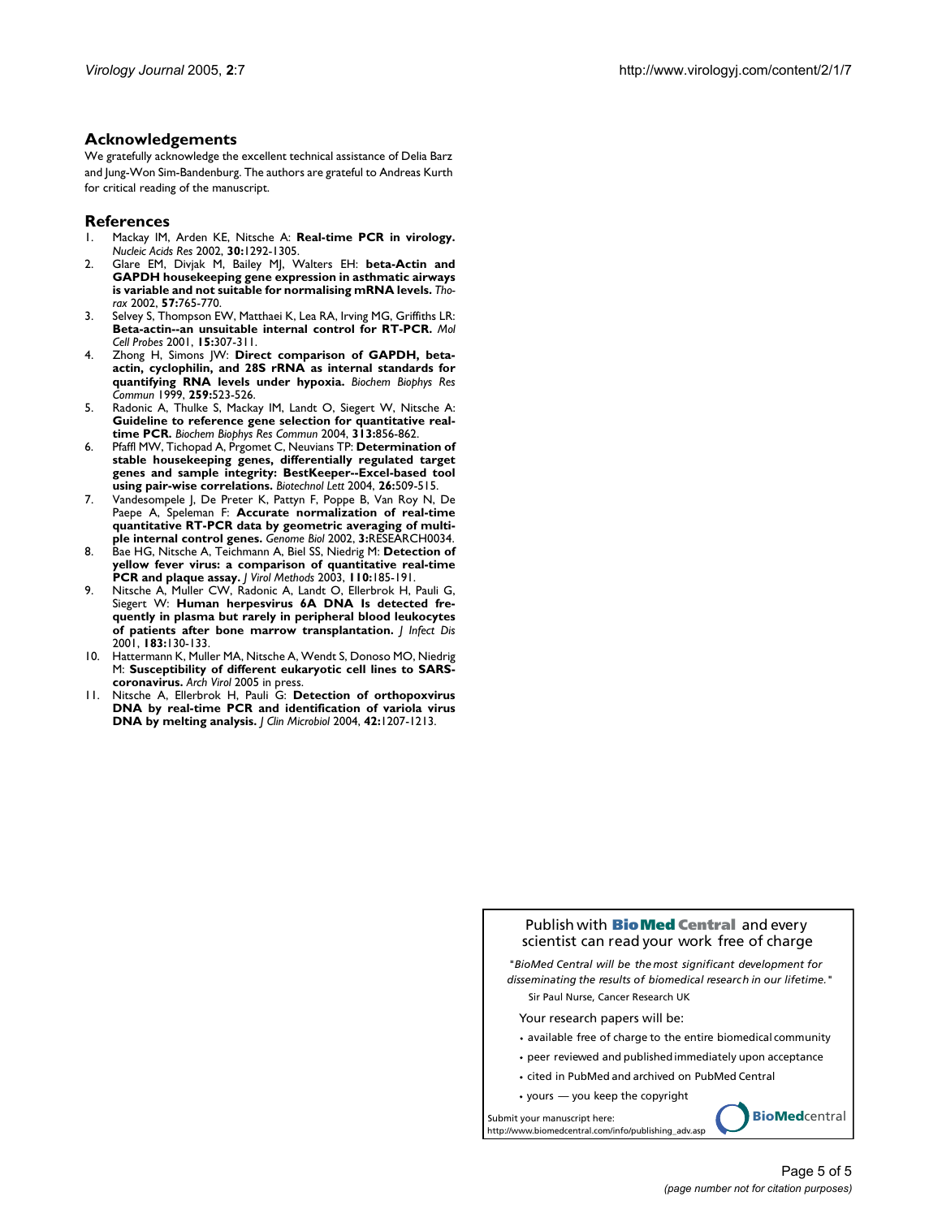## Acknowledgements

We gratefully acknowledge the excellent technical assistance of Delia Barz and Jung-Won Sim-Bandenburg. The authors are grateful to Andreas Kurth for critical reading of the manuscript.

## References

1. Mackay IM, Arden KE, Nitsche A: **Real-time PCR in virology.** *Nucleic Acids Res* 2002, **30:**1292-1305.
2. Glare EM, Divjak M, Bailey MJ, Walters EH: **beta-Actin and GAPDH housekeeping gene expression in asthmatic airways is variable and not suitable for normalising mRNA levels.** *Thorax* 2002, **57:**765-770.
3. Selvey S, Thompson EW, Matthaei K, Lea RA, Irving MG, Griffiths LR: **Beta-actin--an unsuitable internal control for RT-PCR.** *Mol Cell Probes* 2001, **15:**307-311.
4. Zhong H, Simons JW: **Direct comparison of GAPDH, beta-actin, cyclophilin, and 28S rRNA as internal standards for quantifying RNA levels under hypoxia.** *Biochem Biophys Res Commun* 1999, **259:**523-526.
5. Radonic A, Thulke S, Mackay IM, Landt O, Siegert W, Nitsche A: **Guideline to reference gene selection for quantitative real-time PCR.** *Biochem Biophys Res Commun* 2004, **313:**856-862.
6. Pfaffl MW, Tichopad A, Prgomet C, Neuvians TP: **Determination of stable housekeeping genes, differentially regulated target genes and sample integrity: BestKeeper--Excel-based tool using pair-wise correlations.** *Biotechnol Lett* 2004, **26:**509-515.
7. Vandesompele J, De Preter K, Pattyn F, Poppe B, Van Roy N, De Paepe A, Speleman F: **Accurate normalization of real-time quantitative RT-PCR data by geometric averaging of multiple internal control genes.** *Genome Biol* 2002, **3:**RESEARCH0034.
8. Bae HG, Nitsche A, Teichmann A, Biel SS, Niedrig M: **Detection of yellow fever virus: a comparison of quantitative real-time PCR and plaque assay.** *J Virol Methods* 2003, **110:**185-191.
9. Nitsche A, Muller CW, Radonic A, Landt O, Ellerbrok H, Pauli G, Siegert W: **Human herpesvirus 6A DNA Is detected frequently in plasma but rarely in peripheral blood leukocytes of patients after bone marrow transplantation.** *J Infect Dis* 2001, **183:**130-133.
10. Hattermann K, Muller MA, Nitsche A, Wendt S, Donoso MO, Niedrig M: **Susceptibility of different eukaryotic cell lines to SARS-coronavirus.** *Arch Virol* 2005 in press.
11. Nitsche A, Ellerbrok H, Pauli G: **Detection of orthopoxvirus DNA by real-time PCR and identification of variola virus DNA by melting analysis.** *J Clin Microbiol* 2004, **42:**1207-1213.

Publish with **BioMed Central** and every scientist can read your work free of charge

*"BioMed Central will be the most significant development for disseminating the results of biomedical research in our lifetime."*
Sir Paul Nurse, Cancer Research UK

Your research papers will be:

- available free of charge to the entire biomedical community
- peer reviewed and published immediately upon acceptance
- cited in PubMed and archived on PubMed Central
- yours — you keep the copyright

Submit your manuscript here:
http://www.biomedcentral.com/info/publishing_adv.asp

**BioMed**central